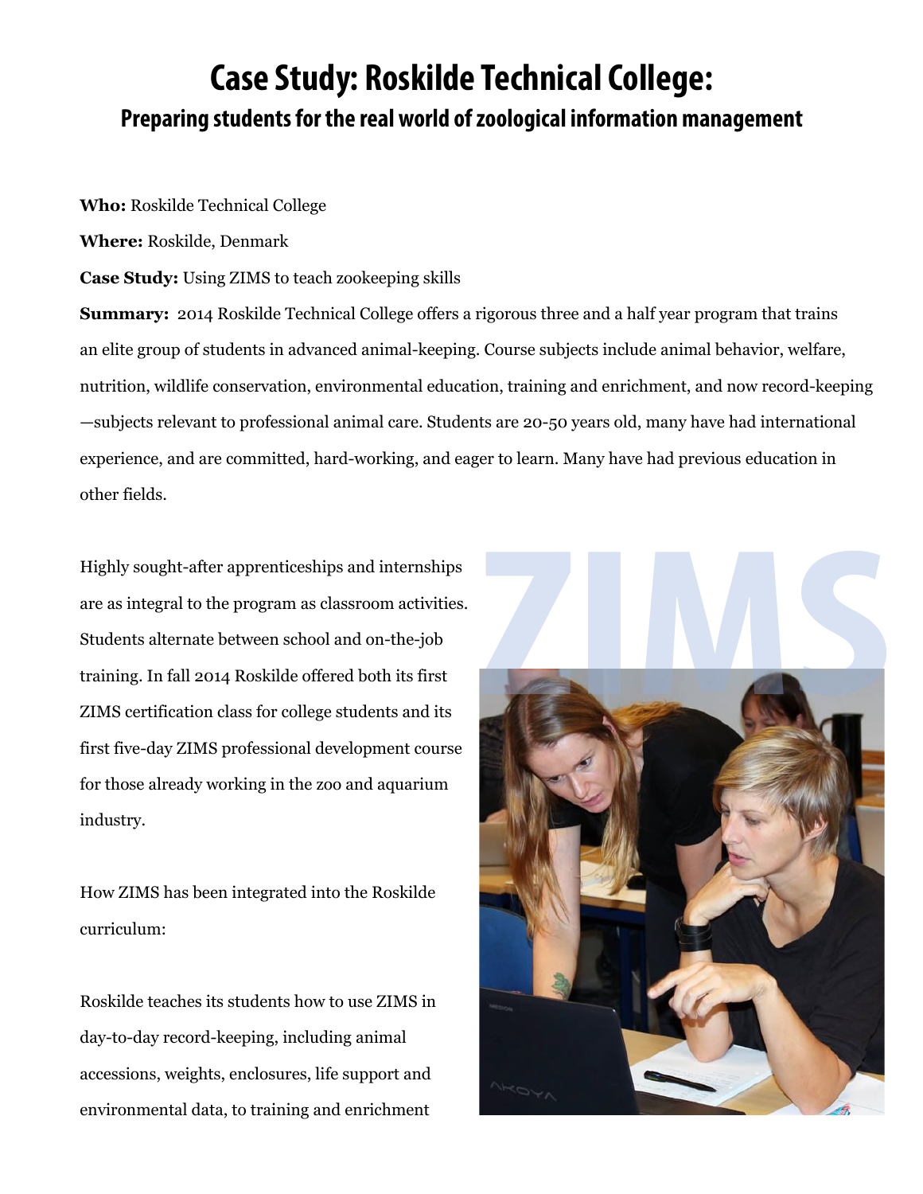# Case Study: Roskilde Technical College:

## Preparing students for the real world of zoological information management

**Who:** Roskilde Technical College

**Where:** Roskilde, Denmark

**Case Study:** Using ZIMS to teach zookeeping skills

**Summary:** 2014 Roskilde Technical College offers a rigorous three and a half year program that trains an elite group of students in advanced animal-keeping. Course subjects include animal behavior, welfare, nutrition, wildlife conservation, environmental education, training and enrichment, and now record-keeping—subjects relevant to professional animal care. Students are 20-50 years old, many have had international experience, and are committed, hard-working, and eager to learn. Many have had previous education in other fields.

Highly sought-after apprenticeships and internships are as integral to the program as classroom activities. Students alternate between school and on-the-job training. In fall 2014 Roskilde offered both its first ZIMS certification class for college students and its first five-day ZIMS professional development course for those already working in the zoo and aquarium industry.

How ZIMS has been integrated into the Roskilde curriculum:

Roskilde teaches its students how to use ZIMS in day-to-day record-keeping, including animal accessions, weights, enclosures, life support and environmental data, to training and enrichment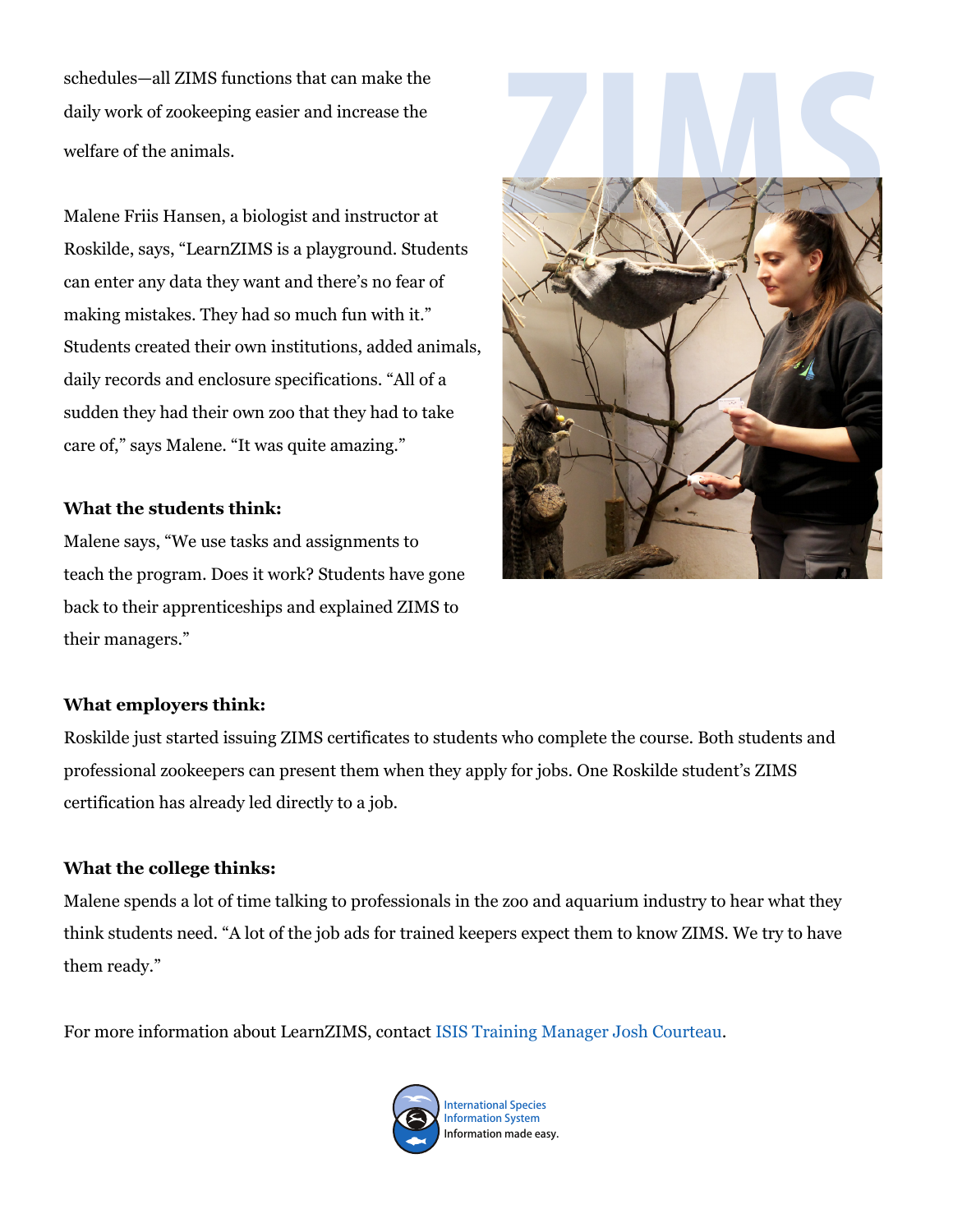schedules—all ZIMS functions that can make the daily work of zookeeping easier and increase the welfare of the animals.

Malene Friis Hansen, a biologist and instructor at Roskilde, says, "LearnZIMS is a playground. Students can enter any data they want and there's no fear of making mistakes. They had so much fun with it." Students created their own institutions, added animals, daily records and enclosure specifications. "All of a sudden they had their own zoo that they had to take care of," says Malene. "It was quite amazing."

**What the students think:**

Malene says, "We use tasks and assignments to teach the program. Does it work? Students have gone back to their apprenticeships and explained ZIMS to their managers."

**What employers think:**

Roskilde just started issuing ZIMS certificates to students who complete the course. Both students and professional zookeepers can present them when they apply for jobs. One Roskilde student's ZIMS certification has already led directly to a job.

**What the college thinks:**

Malene spends a lot of time talking to professionals in the zoo and aquarium industry to hear what they think students need. "A lot of the job ads for trained keepers expect them to know ZIMS. We try to have them ready."

For more information about LearnZIMS, contact ISIS Training Manager Josh Courteau.

International Species Information System
Information made easy.